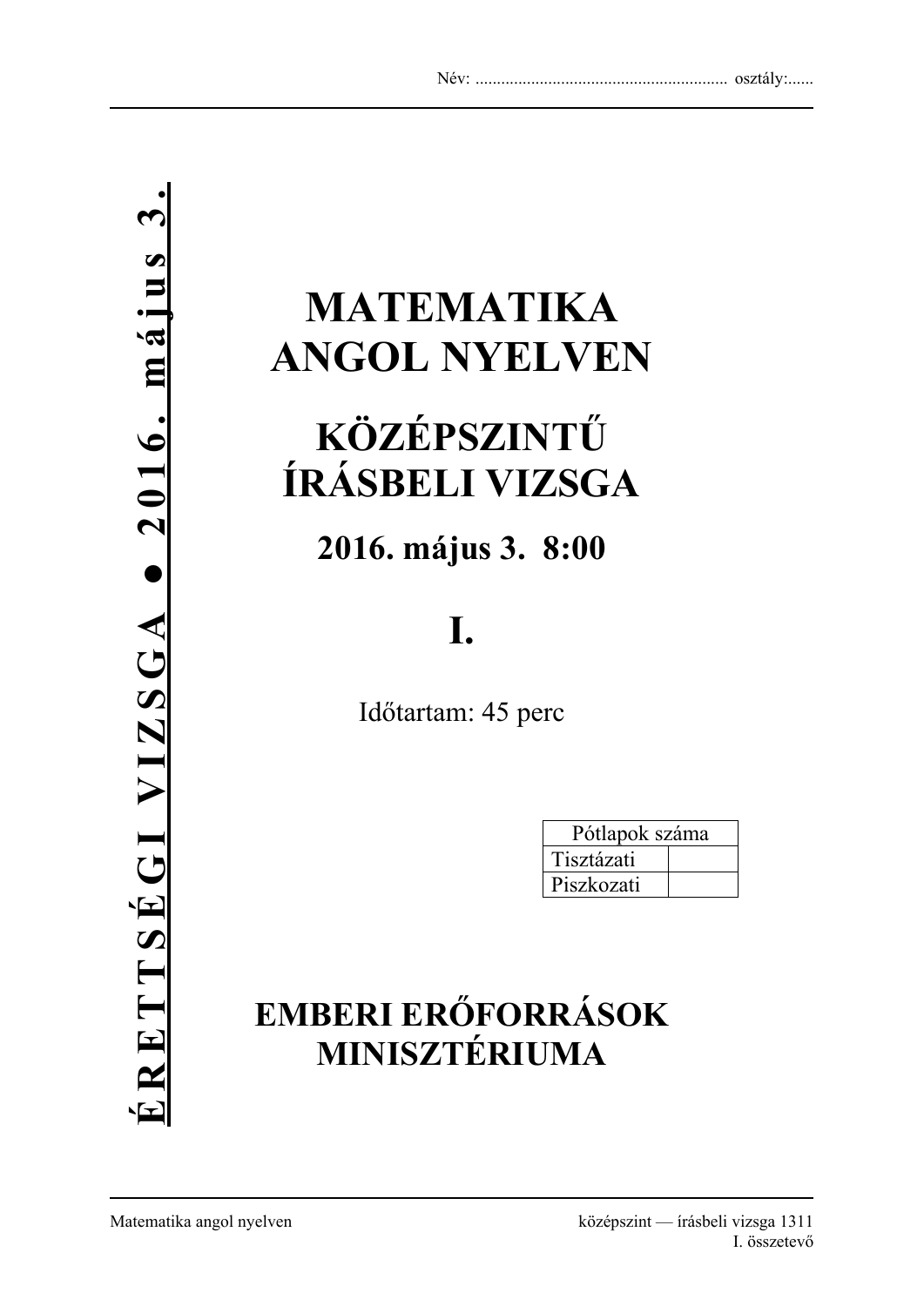Név: ........................................................... osztály:......

**É R E T T S É G I V I Z S G A ● 2 0 1 6 . m á j u s 3 .**

# MATEMATIKA ANGOL NYELVEN

# KÖZÉPSZINTŰ ÍRÁSBELI VIZSGA

## 2016. május 3. 8:00

# I.

Időtartam: 45 perc

| Pótlapok száma | |
|---|---|
| Tisztázati | |
| Piszkozati | |

## EMBERI ERŐFORRÁSOK MINISZTÉRIUMA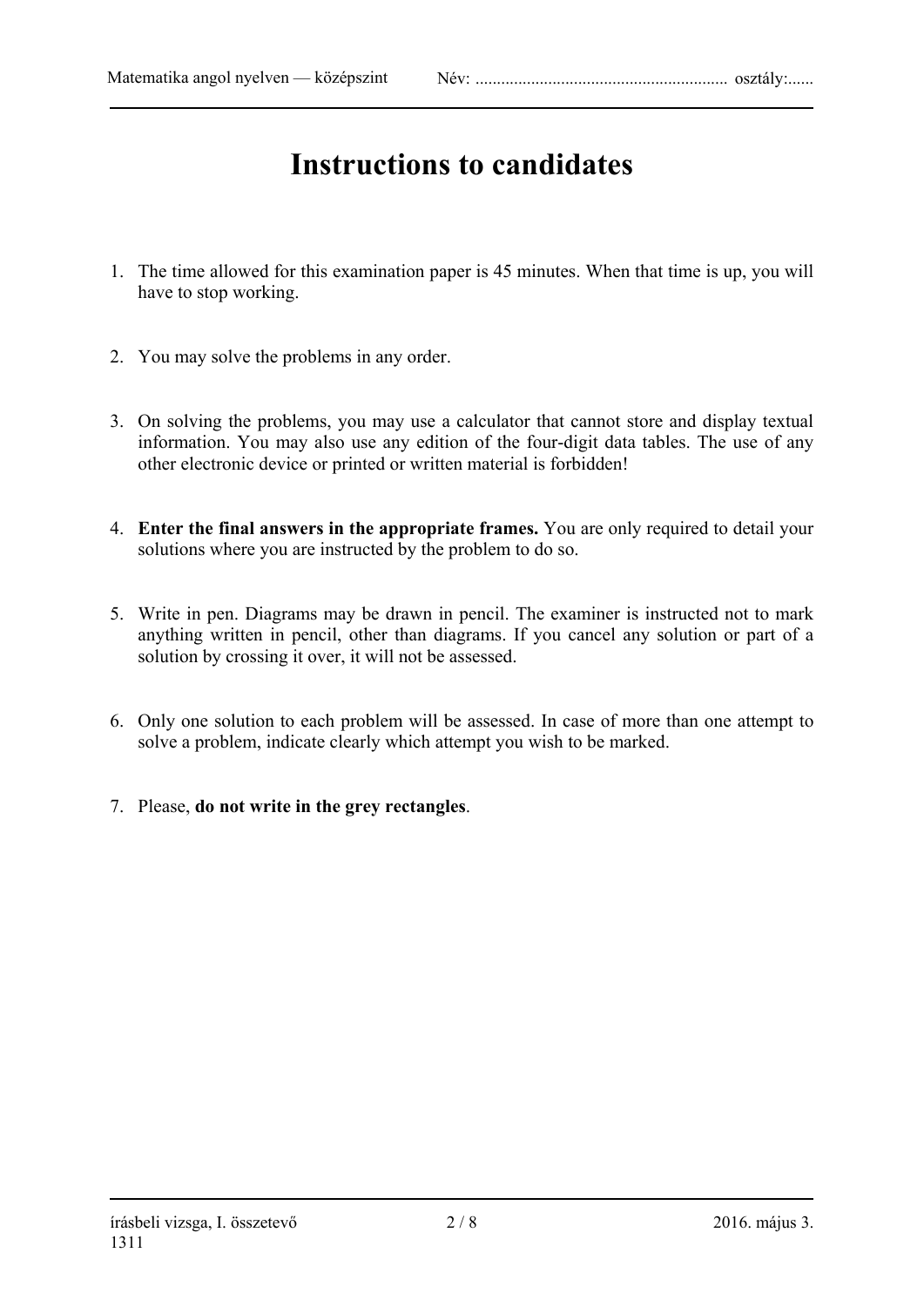# Instructions to candidates

1. The time allowed for this examination paper is 45 minutes. When that time is up, you will have to stop working.

2. You may solve the problems in any order.

3. On solving the problems, you may use a calculator that cannot store and display textual information. You may also use any edition of the four-digit data tables. The use of any other electronic device or printed or written material is forbidden!

4. **Enter the final answers in the appropriate frames.** You are only required to detail your solutions where you are instructed by the problem to do so.

5. Write in pen. Diagrams may be drawn in pencil. The examiner is instructed not to mark anything written in pencil, other than diagrams. If you cancel any solution or part of a solution by crossing it over, it will not be assessed.

6. Only one solution to each problem will be assessed. In case of more than one attempt to solve a problem, indicate clearly which attempt you wish to be marked.

7. Please, **do not write in the grey rectangles**.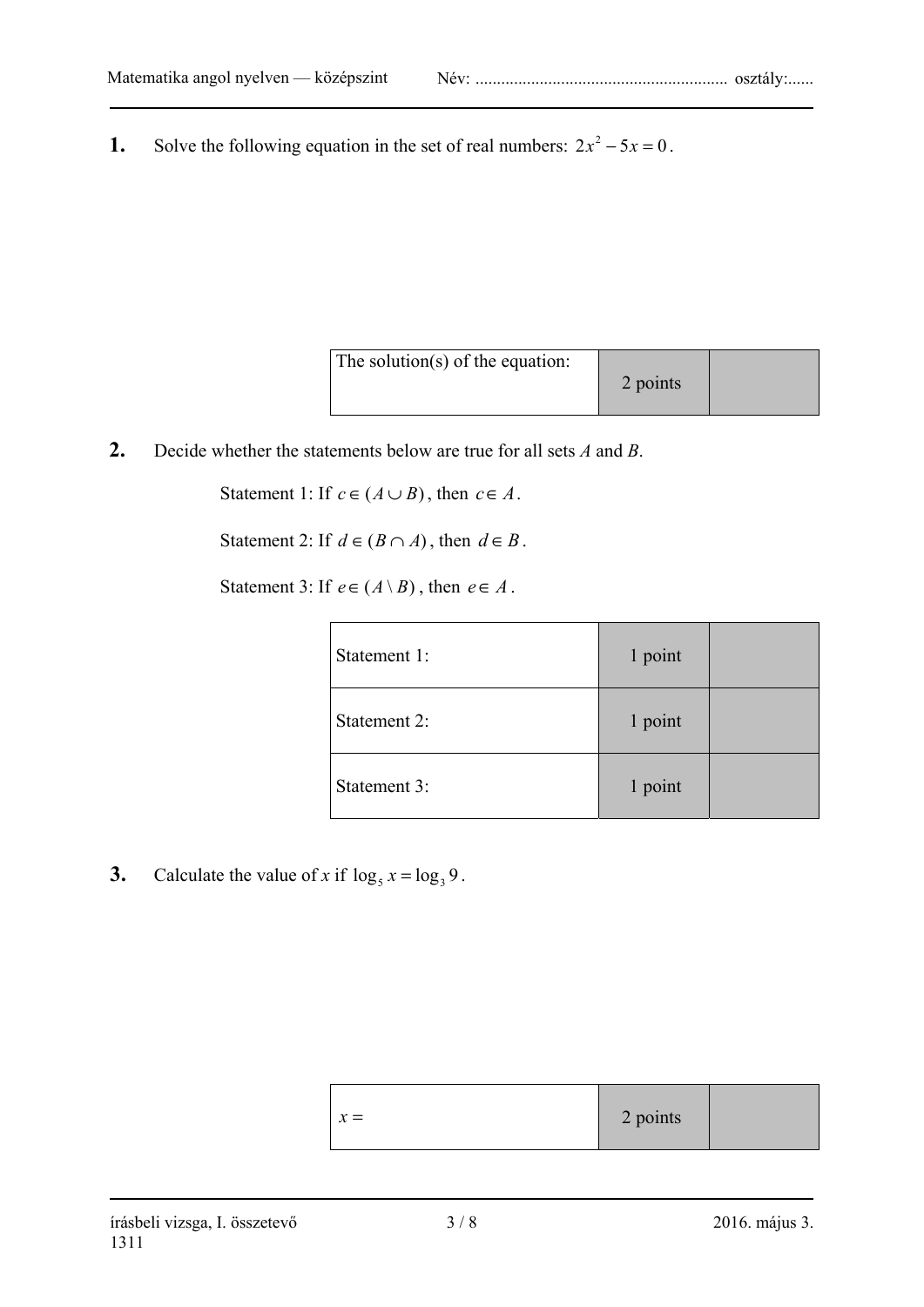**1.** Solve the following equation in the set of real numbers: $2x^2 - 5x = 0$.

| The solution(s) of the equation: | 2 points | |
|---|---|---|

**2.** Decide whether the statements below are true for all sets *A* and *B*.

Statement 1: If $c \in (A \cup B)$, then $c \in A$.

Statement 2: If $d \in (B \cap A)$, then $d \in B$.

Statement 3: If $e \in (A \setminus B)$, then $e \in A$.

| Statement 1: | 1 point | |
|---|---|---|
| Statement 2: | 1 point | |
| Statement 3: | 1 point | |

**3.** Calculate the value of *x* if $\log_5 x = \log_3 9$.

| $x =$ | 2 points | |
|---|---|---|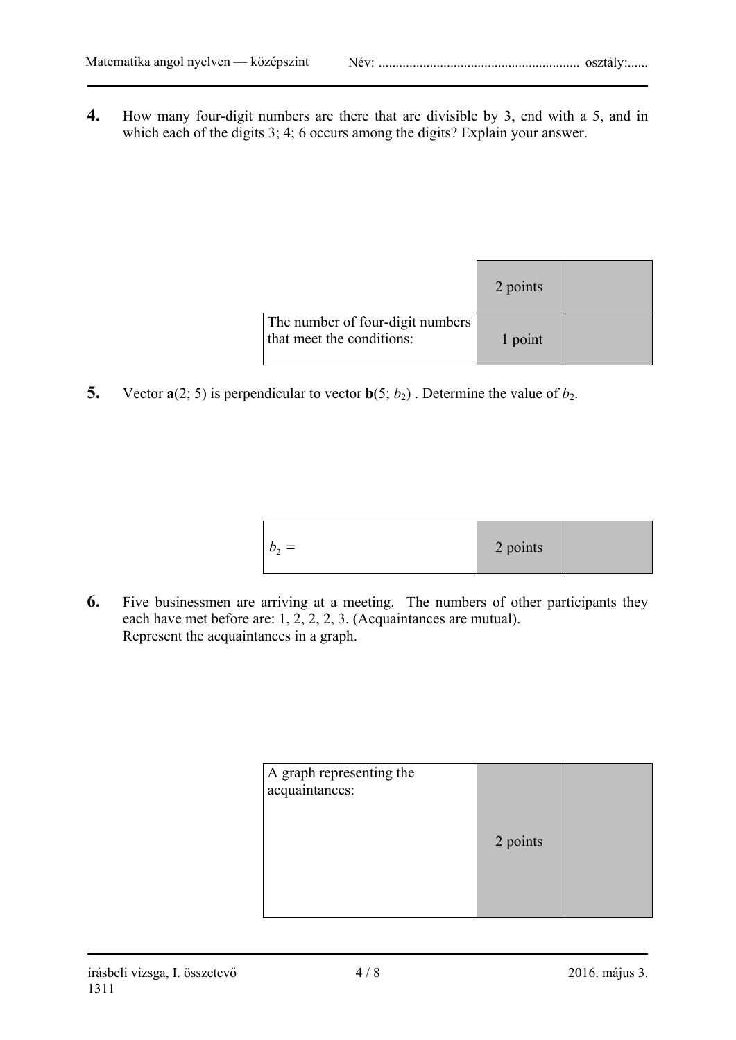**4.** How many four-digit numbers are there that are divisible by 3, end with a 5, and in which each of the digits 3; 4; 6 occurs among the digits? Explain your answer.

| | 2 points | |
|---|---|---|
| The number of four-digit numbers that meet the conditions: | 1 point | |

**5.** Vector **a**(2; 5) is perpendicular to vector **b**(5; $b_2$) . Determine the value of $b_2$.

| $b_2 =$ | 2 points | |
|---|---|---|

**6.** Five businessmen are arriving at a meeting. The numbers of other participants they each have met before are: 1, 2, 2, 2, 3. (Acquaintances are mutual).
Represent the acquaintances in a graph.

| A graph representing the acquaintances: | 2 points | |
|---|---|---|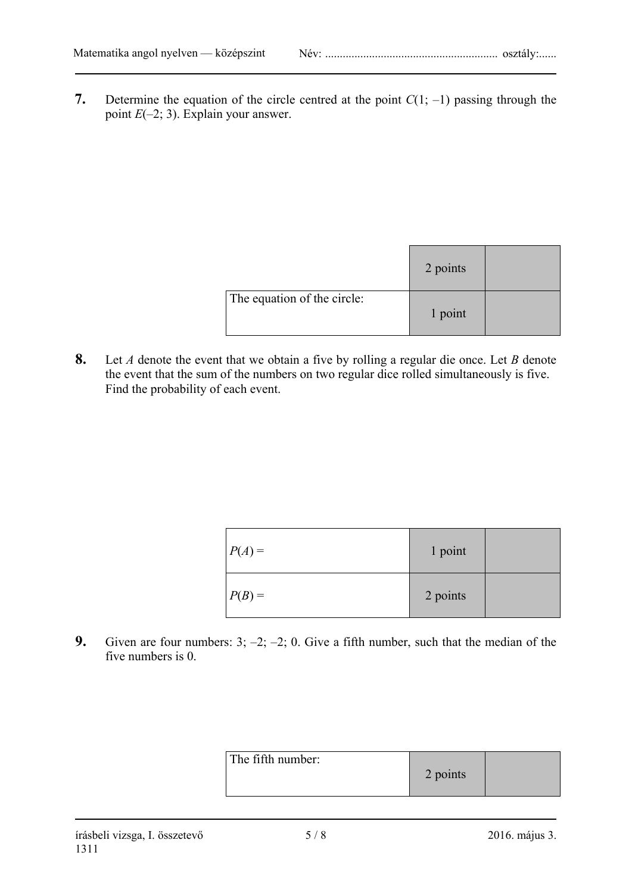**7.** Determine the equation of the circle centred at the point $C(1; –1)$ passing through the point $E(–2; 3)$. Explain your answer.

| | 2 points | |
|---|---|---|
| The equation of the circle: | 1 point | |

**8.** Let $A$ denote the event that we obtain a five by rolling a regular die once. Let $B$ denote the event that the sum of the numbers on two regular dice rolled simultaneously is five. Find the probability of each event.

| | | |
|---|---|---|
| $P(A) =$ | 1 point | |
| $P(B) =$ | 2 points | |

**9.** Given are four numbers: 3; –2; –2; 0. Give a fifth number, such that the median of the five numbers is 0.

| | | |
|---|---|---|
| The fifth number: | 2 points | |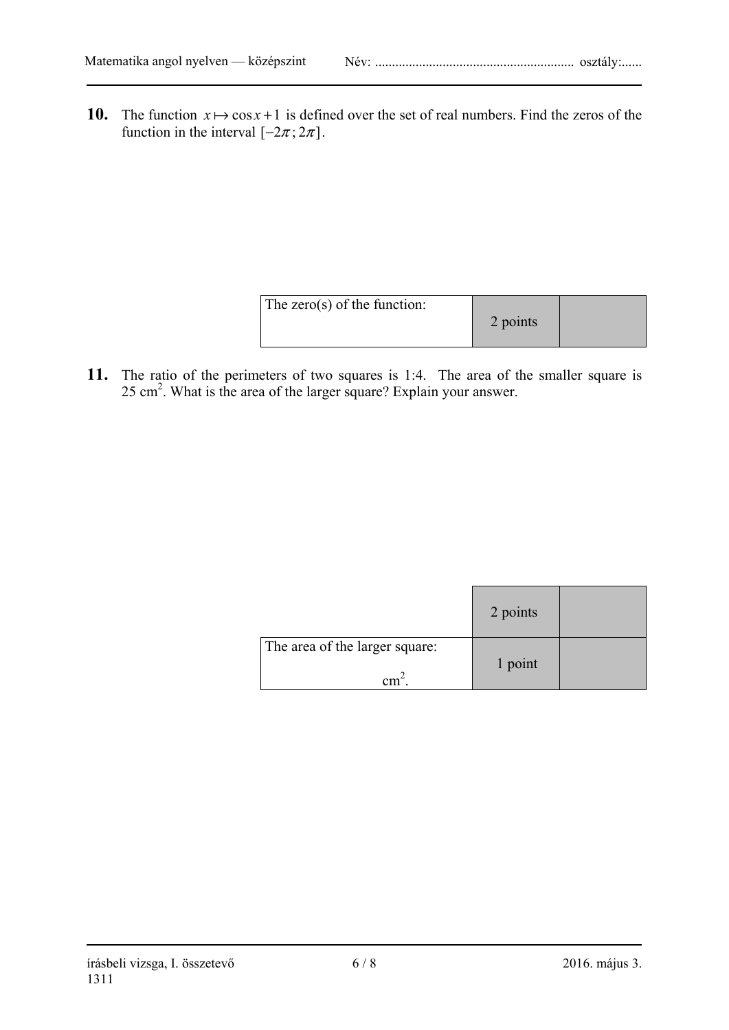**10.** The function $x \mapsto \cos x + 1$ is defined over the set of real numbers. Find the zeros of the function in the interval $[-2\pi; 2\pi]$.

| The zero(s) of the function: | 2 points | |
|---|---|---|

**11.** The ratio of the perimeters of two squares is 1:4. The area of the smaller square is 25 cm$^2$. What is the area of the larger square? Explain your answer.

| | 2 points | |
|---|---|---|
| The area of the larger square: cm$^2$. | 1 point | |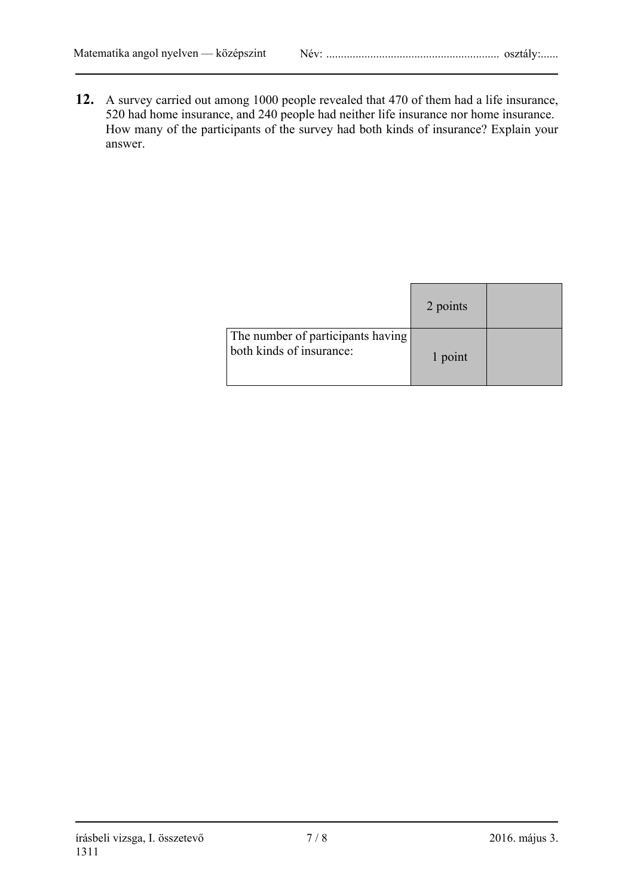**12.** A survey carried out among 1000 people revealed that 470 of them had a life insurance, 520 had home insurance, and 240 people had neither life insurance nor home insurance. How many of the participants of the survey had both kinds of insurance? Explain your answer.

| | | |
|---|---|---|
| | 2 points | |
| The number of participants having both kinds of insurance: | 1 point | |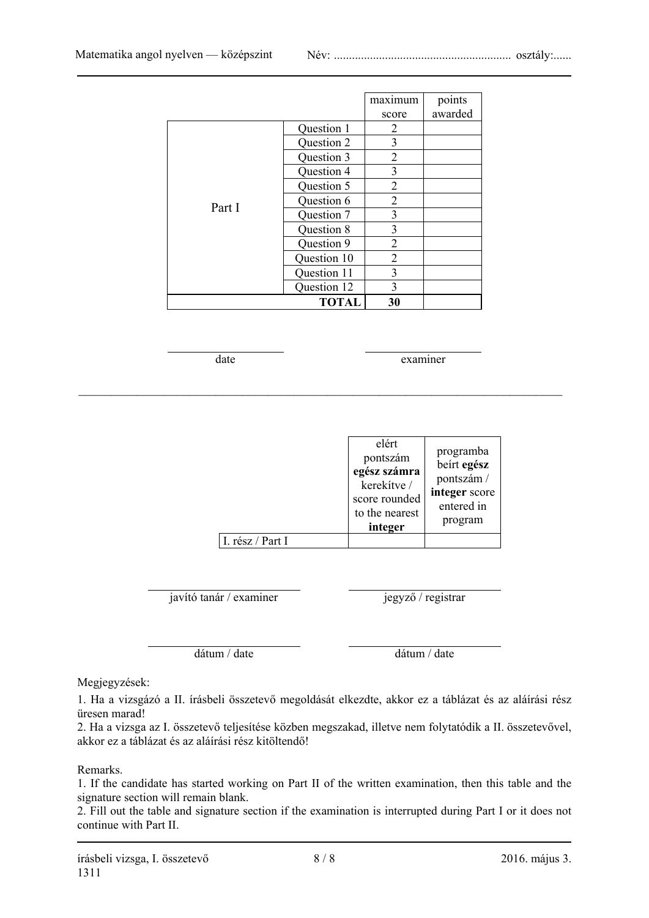| | | maximum score | points awarded |
|---|---|---|---|
| Part I | Question 1 | 2 | |
| | Question 2 | 3 | |
| | Question 3 | 2 | |
| | Question 4 | 3 | |
| | Question 5 | 2 | |
| | Question 6 | 2 | |
| | Question 7 | 3 | |
| | Question 8 | 3 | |
| | Question 9 | 2 | |
| | Question 10 | 2 | |
| | Question 11 | 3 | |
| | Question 12 | 3 | |
| | **TOTAL** | **30** | |

date ____________________ examiner ____________________

| | elért pontszám **egész számra** kerekítve / score rounded to the nearest **integer** | programba beírt **egész** pontszám / **integer** score entered in program |
|---|---|---|
| I. rész / Part I | | |

javító tanár / examiner ____________________ jegyző / registrar ____________________

dátum / date ____________________ dátum / date ____________________

Megjegyzések:

1. Ha a vizsgázó a II. írásbeli összetevő megoldását elkezdte, akkor ez a táblázat és az aláírási rész üresen marad!
2. Ha a vizsga az I. összetevő teljesítése közben megszakad, illetve nem folytatódik a II. összetevővel, akkor ez a táblázat és az aláírási rész kitöltendő!

Remarks.

1. If the candidate has started working on Part II of the written examination, then this table and the signature section will remain blank.
2. Fill out the table and signature section if the examination is interrupted during Part I or it does not continue with Part II.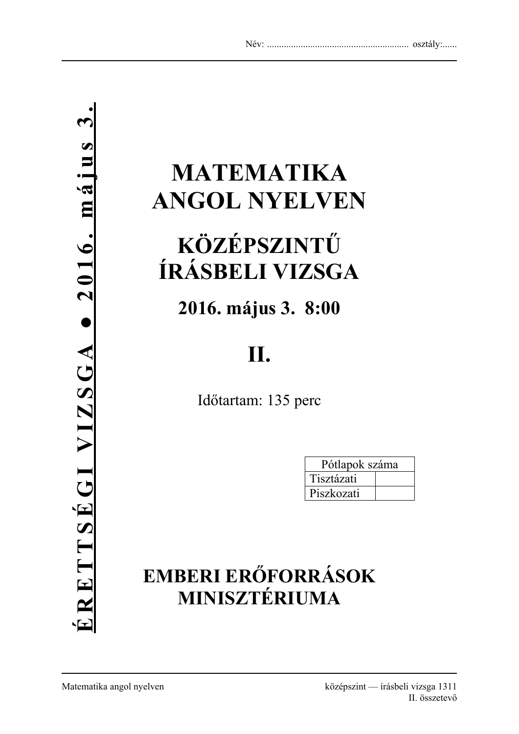Név: ........................................................... osztály:......

**ÉRETTSÉGI VIZSGA ● 2016. május 3.**

# MATEMATIKA ANGOL NYELVEN

# KÖZÉPSZINTŰ ÍRÁSBELI VIZSGA

## 2016. május 3. 8:00

# II.

Időtartam: 135 perc

| Pótlapok száma | |
|---|---|
| Tisztázati | |
| Piszkozati | |

## EMBERI ERŐFORRÁSOK MINISZTÉRIUMA

Matematika angol nyelven — középszint — írásbeli vizsga 1311, II. összetevő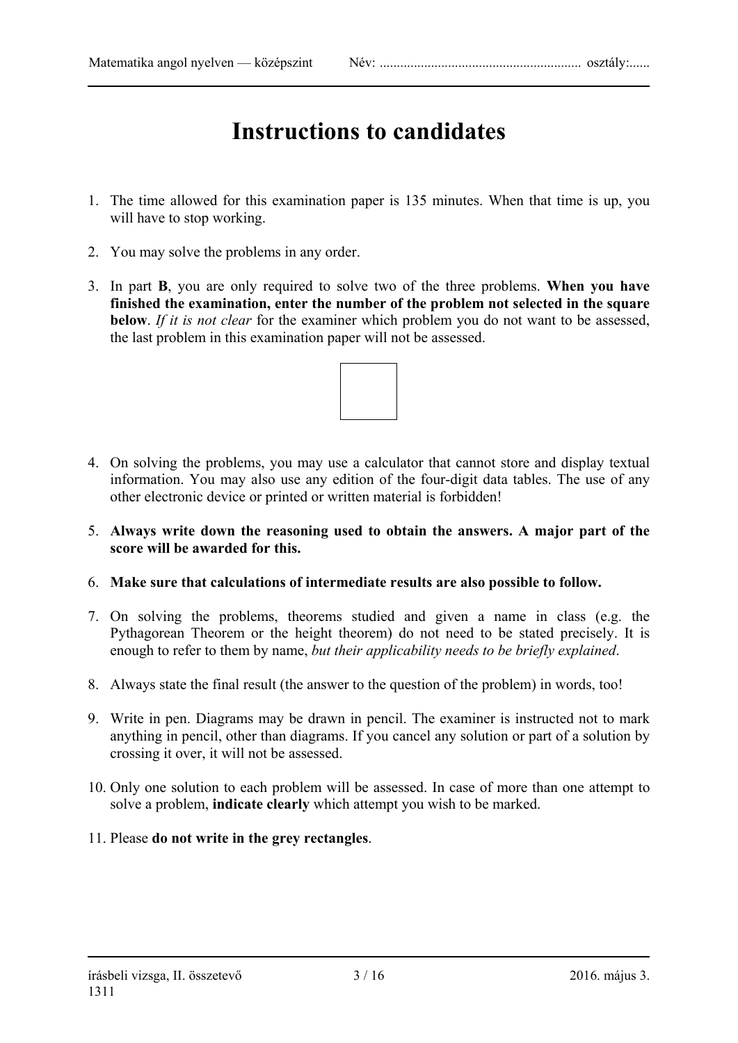# Instructions to candidates

1. The time allowed for this examination paper is 135 minutes. When that time is up, you will have to stop working.

2. You may solve the problems in any order.

3. In part **B**, you are only required to solve two of the three problems. **When you have finished the examination, enter the number of the problem not selected in the square below**. *If it is not clear* for the examiner which problem you do not want to be assessed, the last problem in this examination paper will not be assessed.

4. On solving the problems, you may use a calculator that cannot store and display textual information. You may also use any edition of the four-digit data tables. The use of any other electronic device or printed or written material is forbidden!

5. **Always write down the reasoning used to obtain the answers. A major part of the score will be awarded for this.**

6. **Make sure that calculations of intermediate results are also possible to follow.**

7. On solving the problems, theorems studied and given a name in class (e.g. the Pythagorean Theorem or the height theorem) do not need to be stated precisely. It is enough to refer to them by name, *but their applicability needs to be briefly explained*.

8. Always state the final result (the answer to the question of the problem) in words, too!

9. Write in pen. Diagrams may be drawn in pencil. The examiner is instructed not to mark anything in pencil, other than diagrams. If you cancel any solution or part of a solution by crossing it over, it will not be assessed.

10. Only one solution to each problem will be assessed. In case of more than one attempt to solve a problem, **indicate clearly** which attempt you wish to be marked.

11. Please **do not write in the grey rectangles**.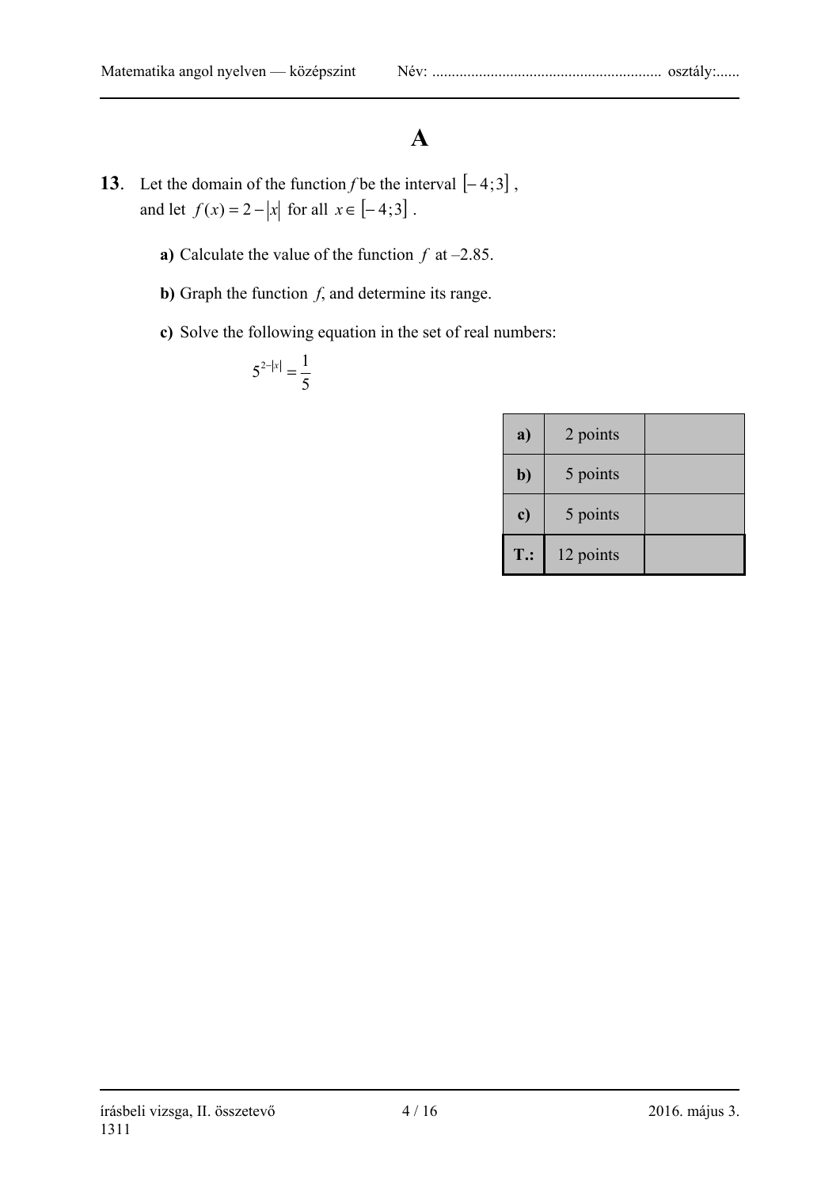# A

**13**. Let the domain of the function *f* be the interval $[-4;3]$, and let $f(x) = 2 - |x|$ for all $x \in [-4;3]$.

**a)** Calculate the value of the function $f$ at –2.85.

**b)** Graph the function $f$, and determine its range.

**c)** Solve the following equation in the set of real numbers:

$$5^{2-|x|} = \frac{1}{5}$$

| | | |
|---|---|---|
| **a)** | 2 points | |
| **b)** | 5 points | |
| **c)** | 5 points | |
| **T.:** | 12 points | |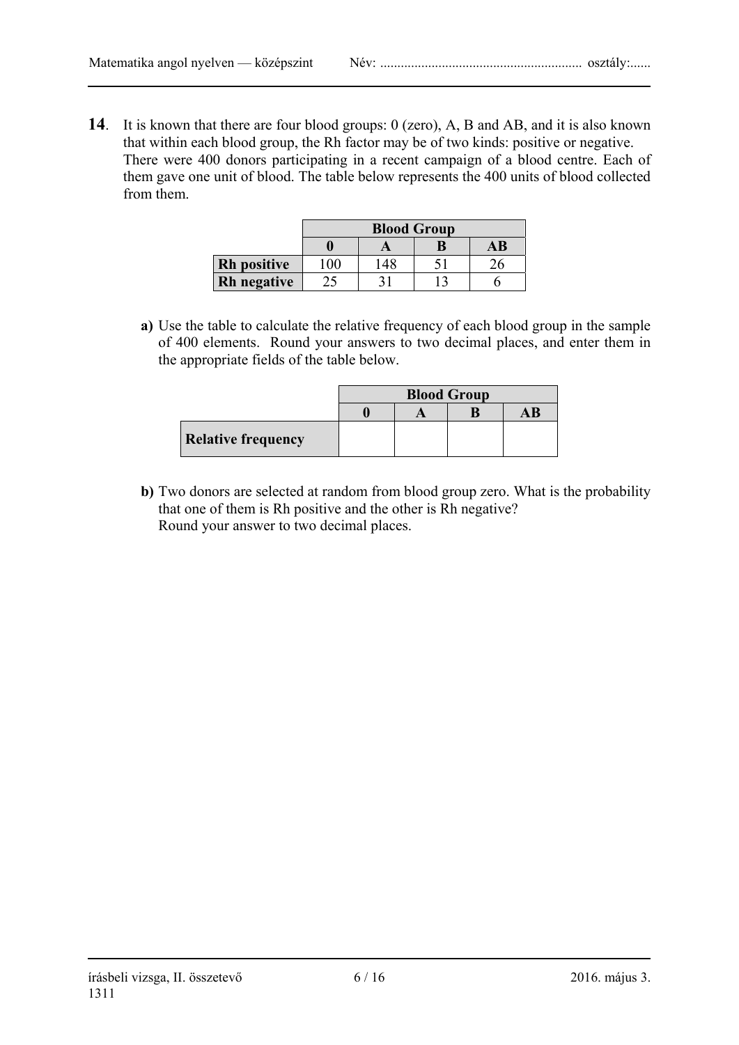**14.** It is known that there are four blood groups: 0 (zero), A, B and AB, and it is also known that within each blood group, the Rh factor may be of two kinds: positive or negative. There were 400 donors participating in a recent campaign of a blood centre. Each of them gave one unit of blood. The table below represents the 400 units of blood collected from them.

| | **Blood Group** | | | |
|---|---|---|---|---|
| | **0** | **A** | **B** | **AB** |
| **Rh positive** | 100 | 148 | 51 | 26 |
| **Rh negative** | 25 | 31 | 13 | 6 |

**a)** Use the table to calculate the relative frequency of each blood group in the sample of 400 elements. Round your answers to two decimal places, and enter them in the appropriate fields of the table below.

| | **Blood Group** | | | |
|---|---|---|---|---|
| | **0** | **A** | **B** | **AB** |
| **Relative frequency** | | | | |

**b)** Two donors are selected at random from blood group zero. What is the probability that one of them is Rh positive and the other is Rh negative?
Round your answer to two decimal places.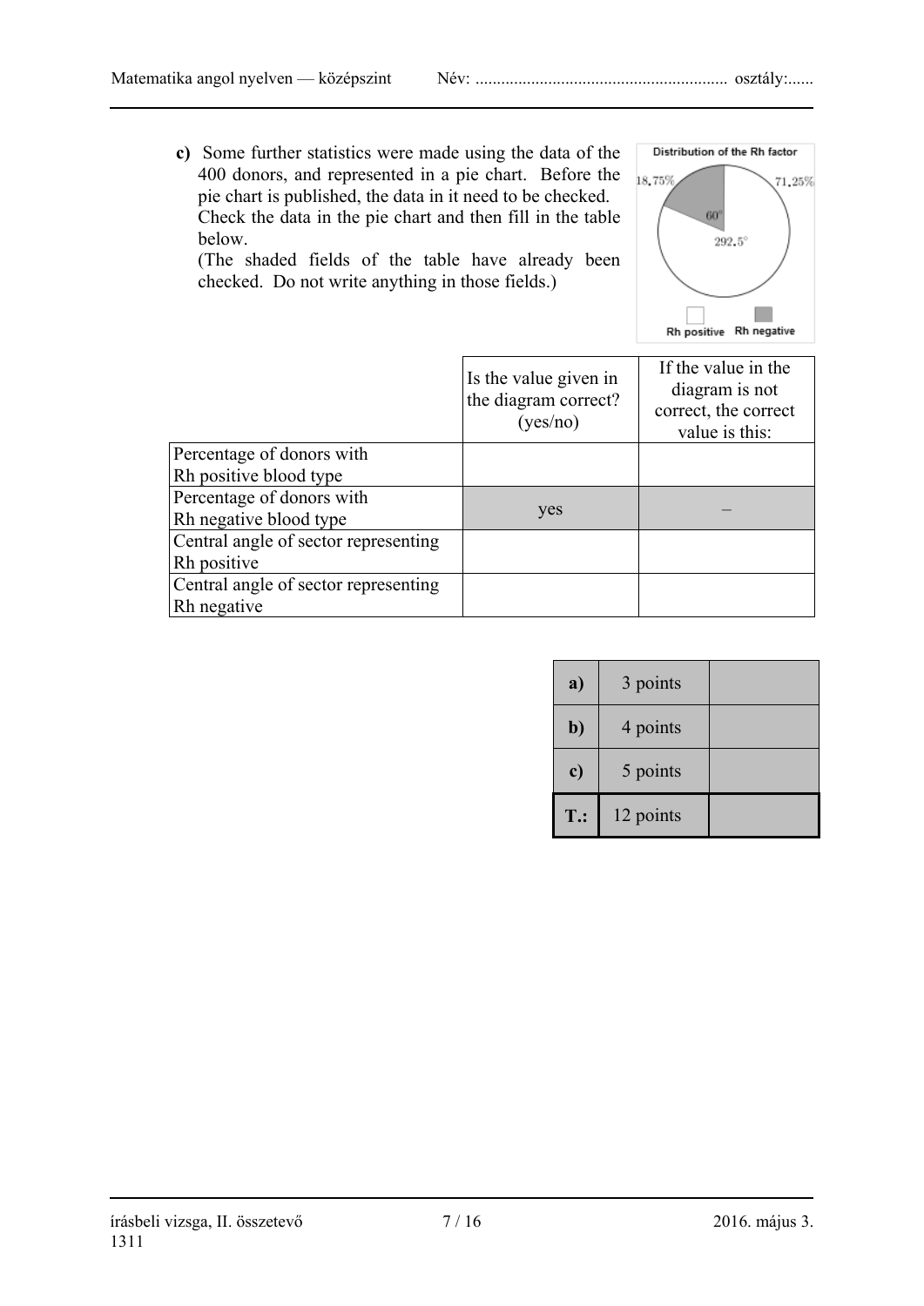**c)** Some further statistics were made using the data of the 400 donors, and represented in a pie chart. Before the pie chart is published, the data in it need to be checked. Check the data in the pie chart and then fill in the table below.
(The shaded fields of the table have already been checked. Do not write anything in those fields.)

Distribution of the Rh factor

18,75% 71,25%

60°

292,5°

Rh positive Rh negative

| | Is the value given in the diagram correct? (yes/no) | If the value in the diagram is not correct, the correct value is this: |
|---|---|---|
| Percentage of donors with Rh positive blood type | | |
| Percentage of donors with Rh negative blood type | yes | – |
| Central angle of sector representing Rh positive | | |
| Central angle of sector representing Rh negative | | |

| | | |
|---|---|---|
| **a)** | 3 points | |
| **b)** | 4 points | |
| **c)** | 5 points | |
| **T.:** | 12 points | |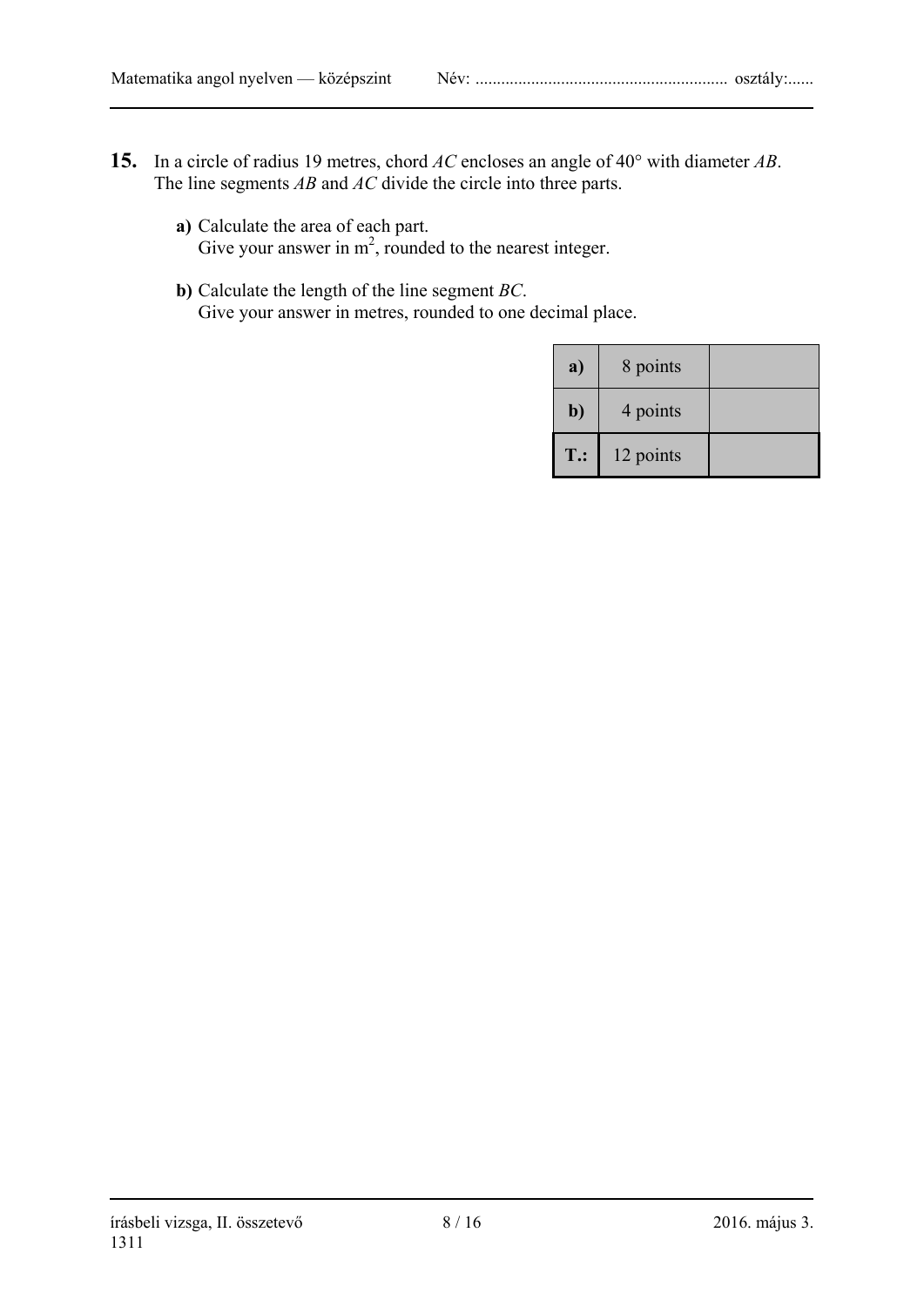**15.** In a circle of radius 19 metres, chord *AC* encloses an angle of 40° with diameter *AB*. The line segments *AB* and *AC* divide the circle into three parts.

**a)** Calculate the area of each part.
Give your answer in $m^2$, rounded to the nearest integer.

**b)** Calculate the length of the line segment *BC*.
Give your answer in metres, rounded to one decimal place.

| | | |
|---|---|---|
| **a)** | 8 points | |
| **b)** | 4 points | |
| **T.:** | 12 points | |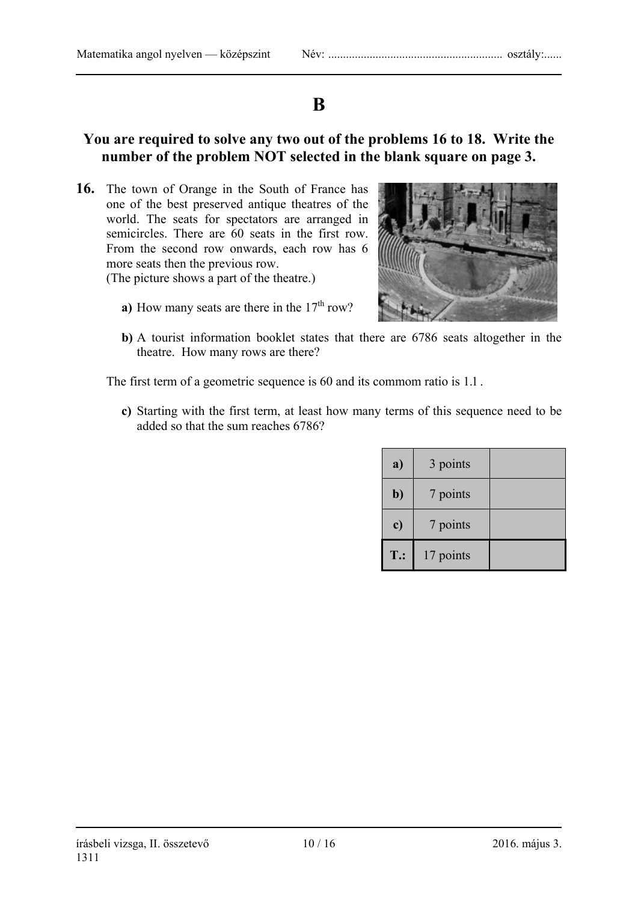# B

## You are required to solve any two out of the problems 16 to 18. Write the number of the problem NOT selected in the blank square on page 3.

**16.** The town of Orange in the South of France has one of the best preserved antique theatres of the world. The seats for spectators are arranged in semicircles. There are 60 seats in the first row. From the second row onwards, each row has 6 more seats then the previous row.
(The picture shows a part of the theatre.)

**a)** How many seats are there in the $17^{\text{th}}$ row?

**b)** A tourist information booklet states that there are 6786 seats altogether in the theatre. How many rows are there?

The first term of a geometric sequence is 60 and its commom ratio is 1.1 .

**c)** Starting with the first term, at least how many terms of this sequence need to be added so that the sum reaches 6786?

| | | |
|---|---|---|
| **a)** | 3 points | |
| **b)** | 7 points | |
| **c)** | 7 points | |
| **T.:** | 17 points | |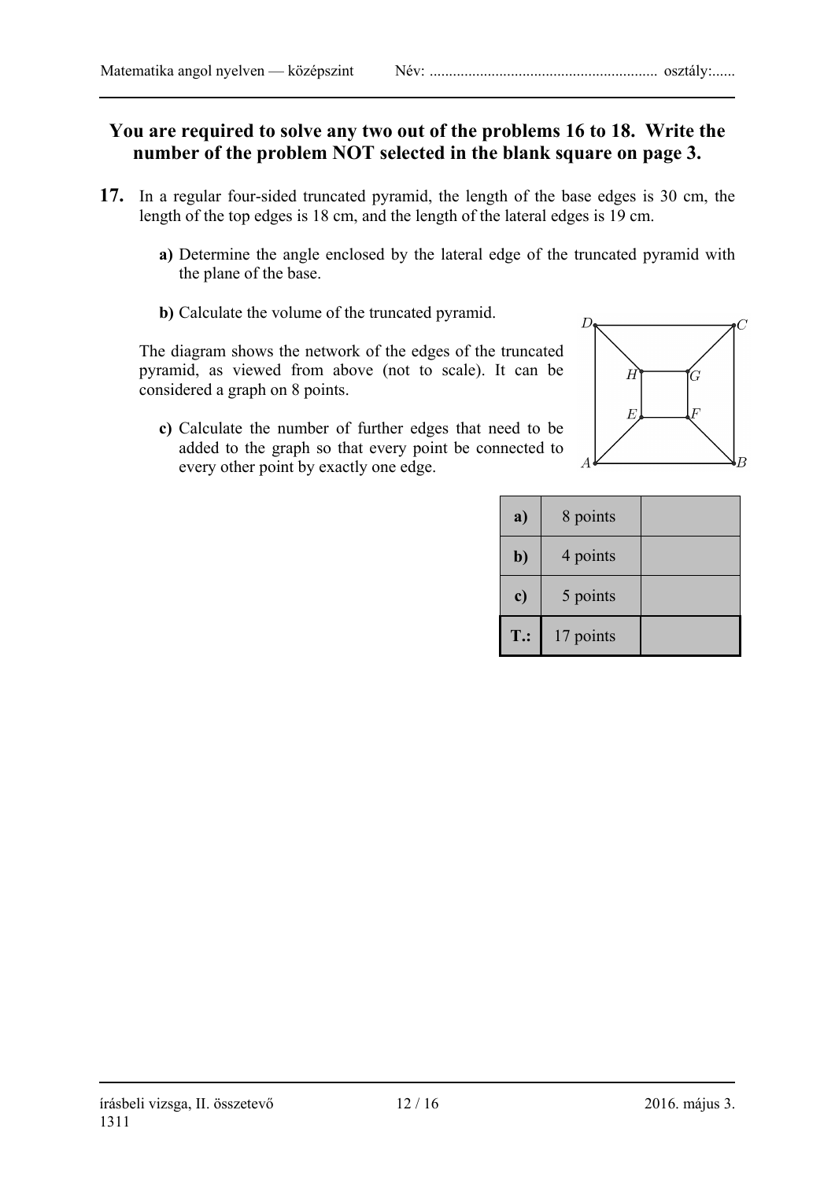**You are required to solve any two out of the problems 16 to 18. Write the number of the problem NOT selected in the blank square on page 3.**

**17.** In a regular four-sided truncated pyramid, the length of the base edges is 30 cm, the length of the top edges is 18 cm, and the length of the lateral edges is 19 cm.

**a)** Determine the angle enclosed by the lateral edge of the truncated pyramid with the plane of the base.

**b)** Calculate the volume of the truncated pyramid.

The diagram shows the network of the edges of the truncated pyramid, as viewed from above (not to scale). It can be considered a graph on 8 points.

**c)** Calculate the number of further edges that need to be added to the graph so that every point be connected to every other point by exactly one edge.

| | | |
|---|---|---|
| **a)** | 8 points | |
| **b)** | 4 points | |
| **c)** | 5 points | |
| **T.:** | 17 points | |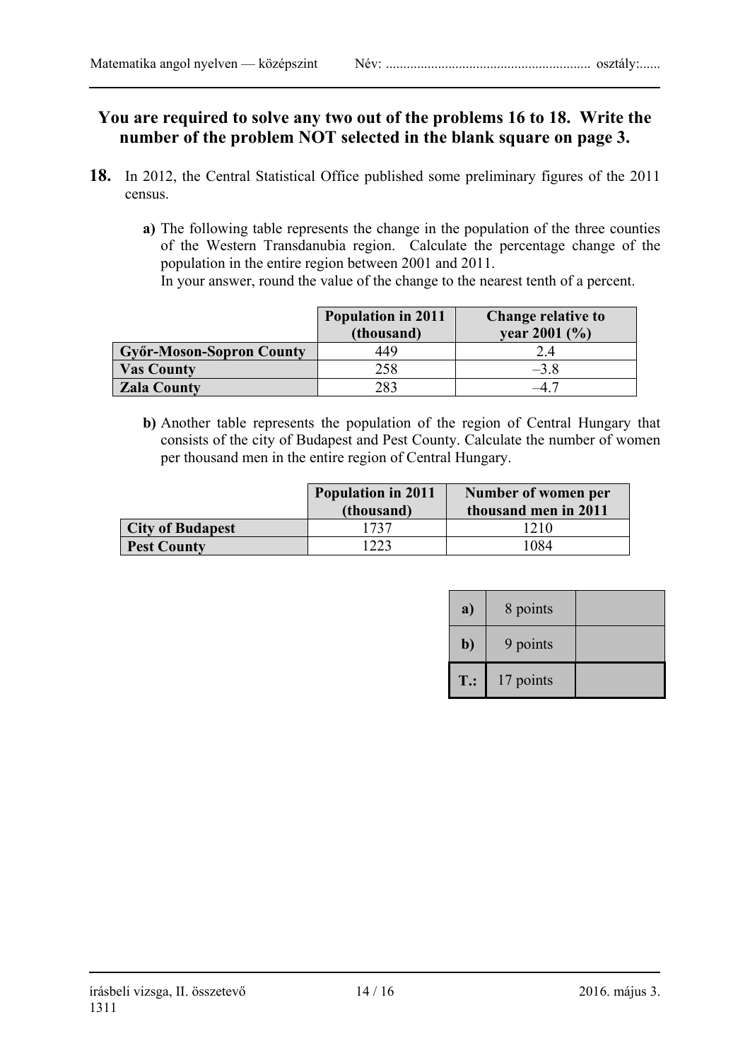**You are required to solve any two out of the problems 16 to 18. Write the number of the problem NOT selected in the blank square on page 3.**

**18.** In 2012, the Central Statistical Office published some preliminary figures of the 2011 census.

**a)** The following table represents the change in the population of the three counties of the Western Transdanubia region. Calculate the percentage change of the population in the entire region between 2001 and 2011.
In your answer, round the value of the change to the nearest tenth of a percent.

| | Population in 2011 (thousand) | Change relative to year 2001 (%) |
|---|---|---|
| **Győr-Moson-Sopron County** | 449 | 2.4 |
| **Vas County** | 258 | –3.8 |
| **Zala County** | 283 | –4.7 |

**b)** Another table represents the population of the region of Central Hungary that consists of the city of Budapest and Pest County. Calculate the number of women per thousand men in the entire region of Central Hungary.

| | Population in 2011 (thousand) | Number of women per thousand men in 2011 |
|---|---|---|
| **City of Budapest** | 1737 | 1210 |
| **Pest County** | 1223 | 1084 |

| | | |
|---|---|---|
| **a)** | 8 points | |
| **b)** | 9 points | |
| **T.:** | 17 points | |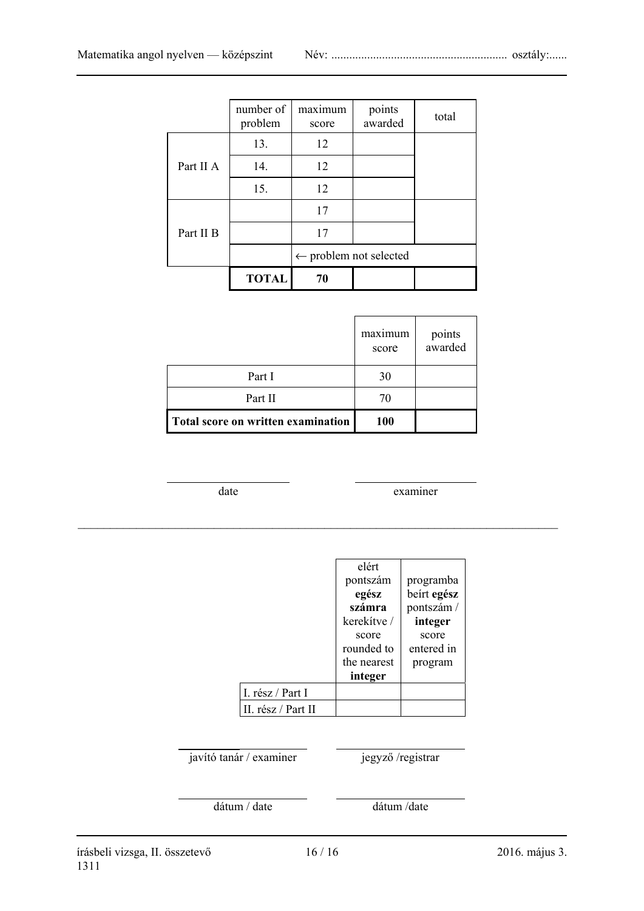| | number of problem | maximum score | points awarded | total |
|---|---|---|---|---|
| Part II A | 13. | 12 | | |
| | 14. | 12 | | |
| | 15. | 12 | | |
| Part II B | | 17 | | |
| | | 17 | | |
| | | ← problem not selected | | |
| | **TOTAL** | **70** | | |

| | maximum score | points awarded |
|---|---|---|
| Part I | 30 | |
| Part II | 70 | |
| **Total score on written examination** | **100** | |

date

examiner

| | elért pontszám **egész számra** kerekítve / score rounded to the nearest **integer** | programba beírt **egész** pontszám / **integer** score entered in program |
|---|---|---|
| I. rész / Part I | | |
| II. rész / Part II | | |

javító tanár / examiner

jegyző /registrar

dátum / date

dátum /date